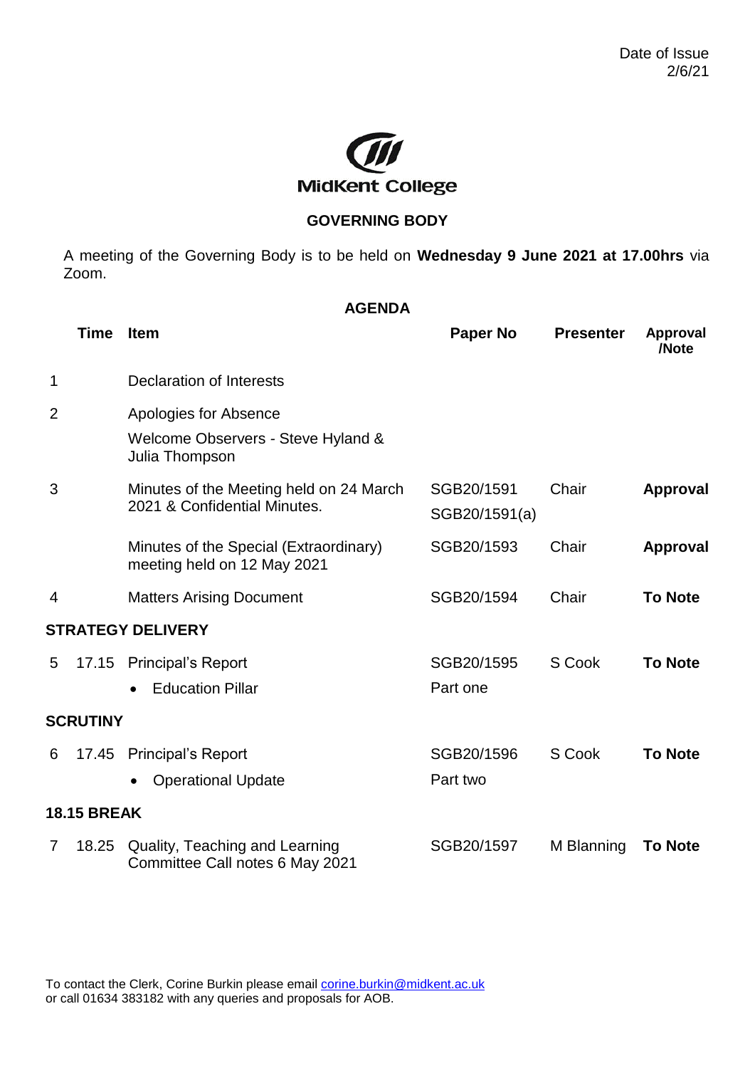Date of Issue
2/6/21

MidKent College

## GOVERNING BODY

A meeting of the Governing Body is to be held on **Wednesday 9 June 2021 at 17.00hrs** via Zoom.

## AGENDA

| | Time | Item | Paper No | Presenter | Approval /Note |
|---|---|---|---|---|---|
| 1 | | Declaration of Interests | | | |
| 2 | | Apologies for Absence<br>Welcome Observers - Steve Hyland & Julia Thompson | | | |
| 3 | | Minutes of the Meeting held on 24 March 2021 & Confidential Minutes. | SGB20/1591<br>SGB20/1591(a) | Chair | **Approval** |
| | | Minutes of the Special (Extraordinary) meeting held on 12 May 2021 | SGB20/1593 | Chair | **Approval** |
| 4 | | Matters Arising Document | SGB20/1594 | Chair | **To Note** |
| **STRATEGY DELIVERY** | | | | | |
| 5 | 17.15 | Principal's Report<br>• Education Pillar | SGB20/1595<br>Part one | S Cook | **To Note** |
| **SCRUTINY** | | | | | |
| 6 | 17.45 | Principal's Report<br>• Operational Update | SGB20/1596<br>Part two | S Cook | **To Note** |
| **18.15 BREAK** | | | | | |
| 7 | 18.25 | Quality, Teaching and Learning Committee Call notes 6 May 2021 | SGB20/1597 | M Blanning | **To Note** |

To contact the Clerk, Corine Burkin please email corine.burkin@midkent.ac.uk or call 01634 383182 with any queries and proposals for AOB.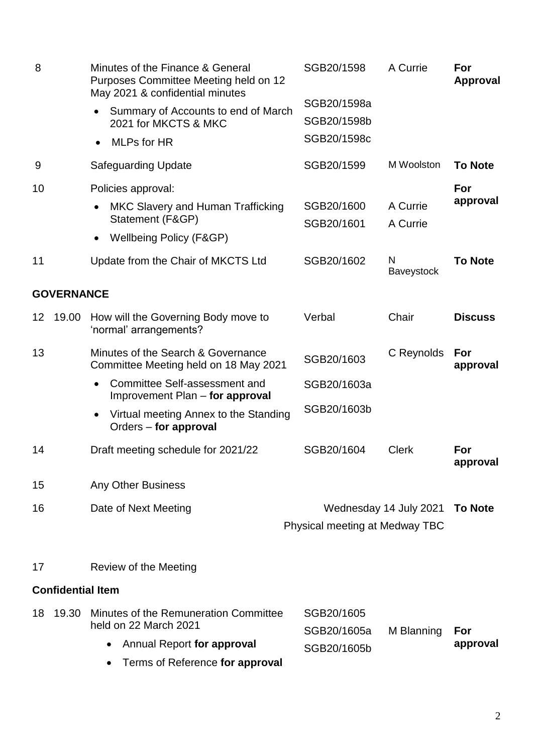| | | | | | |
|---|---|---|---|---|---|
| 8 | | Minutes of the Finance & General Purposes Committee Meeting held on 12 May 2021 & confidential minutes | SGB20/1598 | A Currie | **For Approval** |
| | | • Summary of Accounts to end of March 2021 for MKCTS & MKC | SGB20/1598a<br>SGB20/1598b | | |
| | | • MLPs for HR | SGB20/1598c | | |
| 9 | | Safeguarding Update | SGB20/1599 | M Woolston | **To Note** |
| 10 | | Policies approval: | | | **For approval** |
| | | • MKC Slavery and Human Trafficking Statement (F&GP) | SGB20/1600 | A Currie | |
| | | • Wellbeing Policy (F&GP) | SGB20/1601 | A Currie | |
| 11 | | Update from the Chair of MKCTS Ltd | SGB20/1602 | N Baveystock | **To Note** |
| **GOVERNANCE** | | | | | |
| 12 | 19.00 | How will the Governing Body move to 'normal' arrangements? | Verbal | Chair | **Discuss** |
| 13 | | Minutes of the Search & Governance Committee Meeting held on 18 May 2021 | SGB20/1603 | C Reynolds | **For approval** |
| | | • Committee Self-assessment and Improvement Plan – **for approval** | SGB20/1603a | | |
| | | • Virtual meeting Annex to the Standing Orders – **for approval** | SGB20/1603b | | |
| 14 | | Draft meeting schedule for 2021/22 | SGB20/1604 | Clerk | **For approval** |
| 15 | | Any Other Business | | | |
| 16 | | Date of Next Meeting | Wednesday 14 July 2021<br>Physical meeting at Medway TBC | | **To Note** |
| 17 | | Review of the Meeting | | | |
| **Confidential Item** | | | | | |
| 18 | 19.30 | Minutes of the Remuneration Committee held on 22 March 2021 | SGB20/1605 | M Blanning | **For approval** |
| | | • Annual Report **for approval** | SGB20/1605a | | |
| | | • Terms of Reference **for approval** | SGB20/1605b | | |